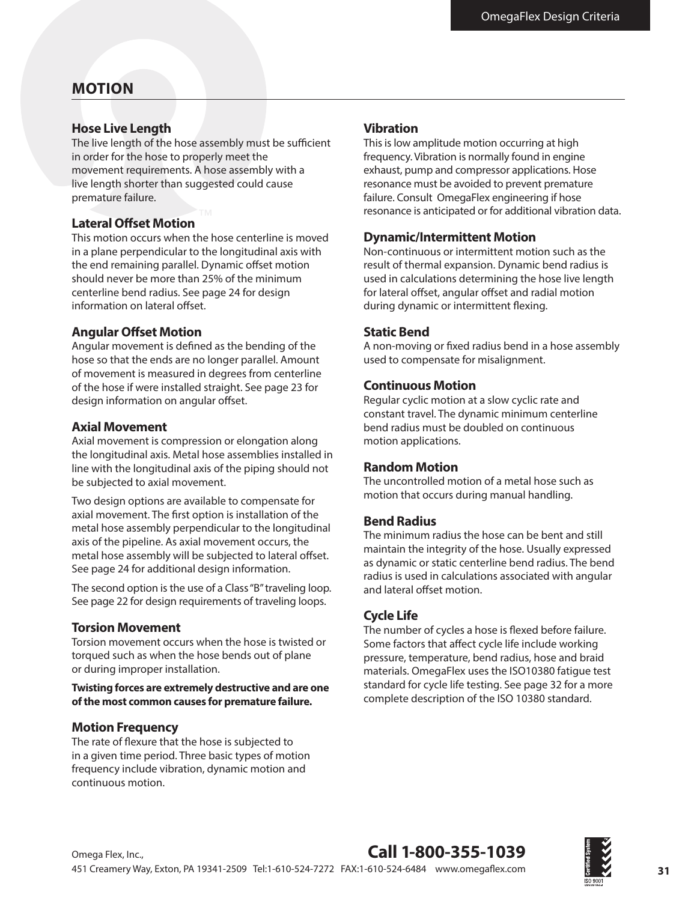## MOTION

### Hose Live Length

The live length of the hose assembly must be sufficient in order for the hose to properly meet the movement requirements. A hose assembly with a live length shorter than suggested could cause premature failure.

### Lateral Offset Motion

This motion occurs when the hose centerline is moved in a plane perpendicular to the longitudinal axis with the end remaining parallel. Dynamic offset motion should never be more than 25% of the minimum centerline bend radius. See page 24 for design information on lateral offset.

### Angular Offset Motion

Angular movement is defined as the bending of the hose so that the ends are no longer parallel. Amount of movement is measured in degrees from centerline of the hose if were installed straight. See page 23 for design information on angular offset.

### Axial Movement

Axial movement is compression or elongation along the longitudinal axis. Metal hose assemblies installed in line with the longitudinal axis of the piping should not be subjected to axial movement.

Two design options are available to compensate for axial movement. The first option is installation of the metal hose assembly perpendicular to the longitudinal axis of the pipeline. As axial movement occurs, the metal hose assembly will be subjected to lateral offset. See page 24 for additional design information.

The second option is the use of a Class "B" traveling loop. See page 22 for design requirements of traveling loops.

### Torsion Movement

Torsion movement occurs when the hose is twisted or torqued such as when the hose bends out of plane or during improper installation.

**Twisting forces are extremely destructive and are one of the most common causes for premature failure.**

### Motion Frequency

The rate of flexure that the hose is subjected to in a given time period. Three basic types of motion frequency include vibration, dynamic motion and continuous motion.

### Vibration

This is low amplitude motion occurring at high frequency. Vibration is normally found in engine exhaust, pump and compressor applications. Hose resonance must be avoided to prevent premature failure. Consult OmegaFlex engineering if hose resonance is anticipated or for additional vibration data.

### Dynamic/Intermittent Motion

Non-continuous or intermittent motion such as the result of thermal expansion. Dynamic bend radius is used in calculations determining the hose live length for lateral offset, angular offset and radial motion during dynamic or intermittent flexing.

### Static Bend

A non-moving or fixed radius bend in a hose assembly used to compensate for misalignment.

### Continuous Motion

Regular cyclic motion at a slow cyclic rate and constant travel. The dynamic minimum centerline bend radius must be doubled on continuous motion applications.

### Random Motion

The uncontrolled motion of a metal hose such as motion that occurs during manual handling.

### Bend Radius

The minimum radius the hose can be bent and still maintain the integrity of the hose. Usually expressed as dynamic or static centerline bend radius. The bend radius is used in calculations associated with angular and lateral offset motion.

### Cycle Life

The number of cycles a hose is flexed before failure. Some factors that affect cycle life include working pressure, temperature, bend radius, hose and braid materials. OmegaFlex uses the ISO10380 fatigue test standard for cycle life testing. See page 32 for a more complete description of the ISO 10380 standard.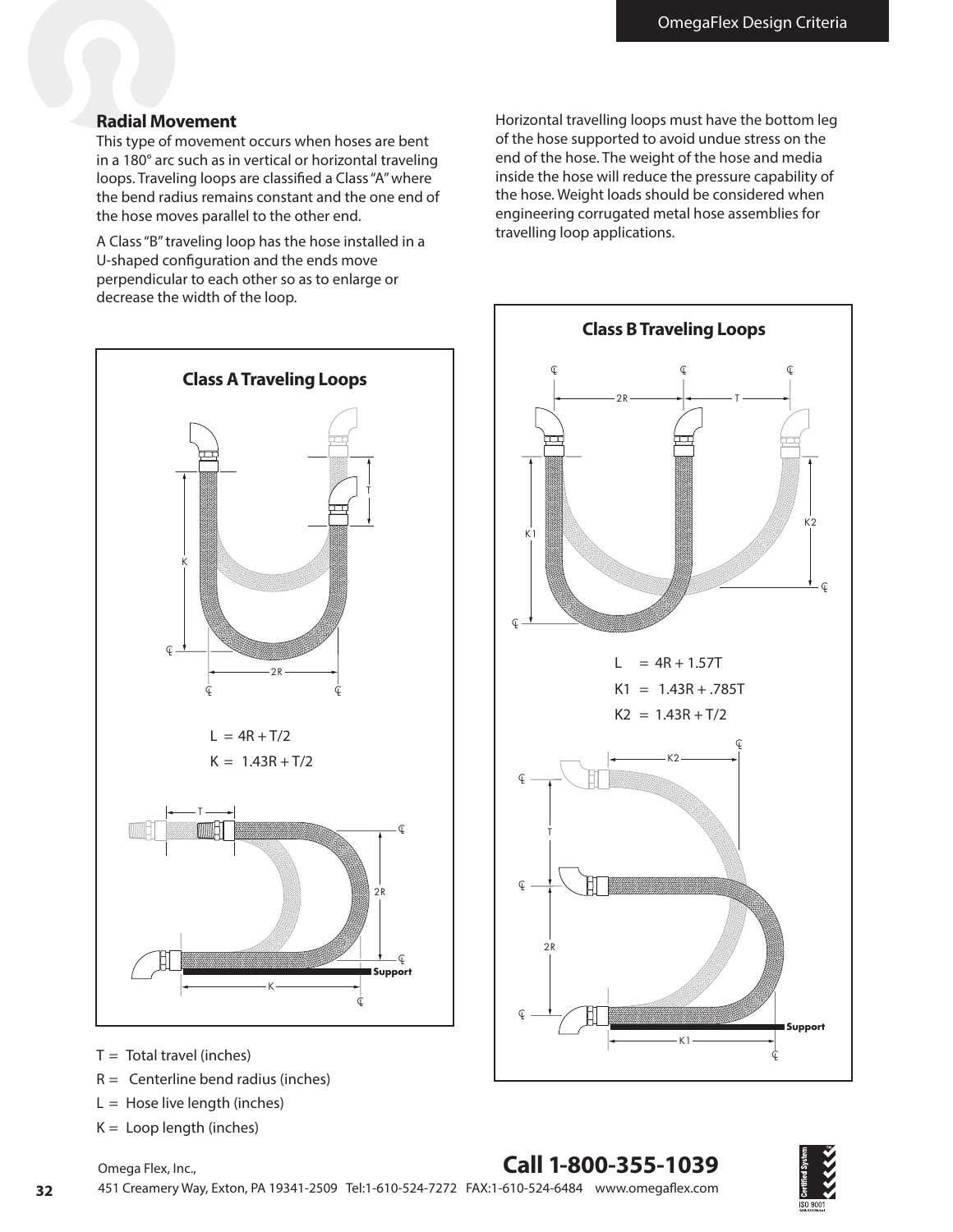## Radial Movement

This type of movement occurs when hoses are bent in a 180° arc such as in vertical or horizontal traveling loops. Traveling loops are classified a Class "A" where the bend radius remains constant and the one end of the hose moves parallel to the other end.

A Class "B" traveling loop has the hose installed in a U-shaped configuration and the ends move perpendicular to each other so as to enlarge or decrease the width of the loop.

Horizontal travelling loops must have the bottom leg of the hose supported to avoid undue stress on the end of the hose. The weight of the hose and media inside the hose will reduce the pressure capability of the hose. Weight loads should be considered when engineering corrugated metal hose assemblies for travelling loop applications.

### Class A Traveling Loops

$L = 4R + T/2$

$K = 1.43R + T/2$

### Class B Traveling Loops

$L = 4R + 1.57T$

$K1 = 1.43R + .785T$

$K2 = 1.43R + T/2$

- $T$ = Total travel (inches)
- $R$ = Centerline bend radius (inches)
- $L$ = Hose live length (inches)
- $K$ = Loop length (inches)

**Call 1-800-355-1039**

Omega Flex, Inc.,
451 Creamery Way, Exton, PA 19341-2509 Tel:1-610-524-7272 FAX:1-610-524-6484 www.omegaflex.com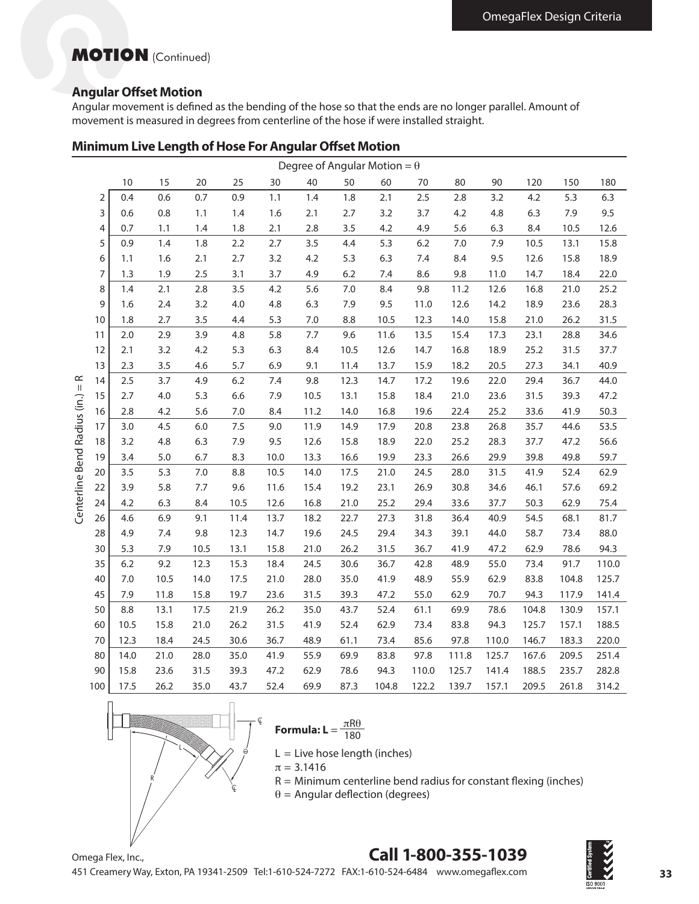# MOTION (Continued)

### Angular Offset Motion

Angular movement is defined as the bending of the hose so that the ends are no longer parallel. Amount of movement is measured in degrees from centerline of the hose if were installed straight.

### Minimum Live Length of Hose For Angular Offset Motion

| Centerline Bend Radius (in.) = R | Degree of Angular Motion = θ | | | | | | | | | | | | | |
|---|---|---|---|---|---|---|---|---|---|---|---|---|---|---|
| | 10 | 15 | 20 | 25 | 30 | 40 | 50 | 60 | 70 | 80 | 90 | 120 | 150 | 180 |
| 2 | 0.4 | 0.6 | 0.7 | 0.9 | 1.1 | 1.4 | 1.8 | 2.1 | 2.5 | 2.8 | 3.2 | 4.2 | 5.3 | 6.3 |
| 3 | 0.6 | 0.8 | 1.1 | 1.4 | 1.6 | 2.1 | 2.7 | 3.2 | 3.7 | 4.2 | 4.8 | 6.3 | 7.9 | 9.5 |
| 4 | 0.7 | 1.1 | 1.4 | 1.8 | 2.1 | 2.8 | 3.5 | 4.2 | 4.9 | 5.6 | 6.3 | 8.4 | 10.5 | 12.6 |
| 5 | 0.9 | 1.4 | 1.8 | 2.2 | 2.7 | 3.5 | 4.4 | 5.3 | 6.2 | 7.0 | 7.9 | 10.5 | 13.1 | 15.8 |
| 6 | 1.1 | 1.6 | 2.1 | 2.7 | 3.2 | 4.2 | 5.3 | 6.3 | 7.4 | 8.4 | 9.5 | 12.6 | 15.8 | 18.9 |
| 7 | 1.3 | 1.9 | 2.5 | 3.1 | 3.7 | 4.9 | 6.2 | 7.4 | 8.6 | 9.8 | 11.0 | 14.7 | 18.4 | 22.0 |
| 8 | 1.4 | 2.1 | 2.8 | 3.5 | 4.2 | 5.6 | 7.0 | 8.4 | 9.8 | 11.2 | 12.6 | 16.8 | 21.0 | 25.2 |
| 9 | 1.6 | 2.4 | 3.2 | 4.0 | 4.8 | 6.3 | 7.9 | 9.5 | 11.0 | 12.6 | 14.2 | 18.9 | 23.6 | 28.3 |
| 10 | 1.8 | 2.7 | 3.5 | 4.4 | 5.3 | 7.0 | 8.8 | 10.5 | 12.3 | 14.0 | 15.8 | 21.0 | 26.2 | 31.5 |
| 11 | 2.0 | 2.9 | 3.9 | 4.8 | 5.8 | 7.7 | 9.6 | 11.6 | 13.5 | 15.4 | 17.3 | 23.1 | 28.8 | 34.6 |
| 12 | 2.1 | 3.2 | 4.2 | 5.3 | 6.3 | 8.4 | 10.5 | 12.6 | 14.7 | 16.8 | 18.9 | 25.2 | 31.5 | 37.7 |
| 13 | 2.3 | 3.5 | 4.6 | 5.7 | 6.9 | 9.1 | 11.4 | 13.7 | 15.9 | 18.2 | 20.5 | 27.3 | 34.1 | 40.9 |
| 14 | 2.5 | 3.7 | 4.9 | 6.2 | 7.4 | 9.8 | 12.3 | 14.7 | 17.2 | 19.6 | 22.0 | 29.4 | 36.7 | 44.0 |
| 15 | 2.7 | 4.0 | 5.3 | 6.6 | 7.9 | 10.5 | 13.1 | 15.8 | 18.4 | 21.0 | 23.6 | 31.5 | 39.3 | 47.2 |
| 16 | 2.8 | 4.2 | 5.6 | 7.0 | 8.4 | 11.2 | 14.0 | 16.8 | 19.6 | 22.4 | 25.2 | 33.6 | 41.9 | 50.3 |
| 17 | 3.0 | 4.5 | 6.0 | 7.5 | 9.0 | 11.9 | 14.9 | 17.9 | 20.8 | 23.8 | 26.8 | 35.7 | 44.6 | 53.5 |
| 18 | 3.2 | 4.8 | 6.3 | 7.9 | 9.5 | 12.6 | 15.8 | 18.9 | 22.0 | 25.2 | 28.3 | 37.7 | 47.2 | 56.6 |
| 19 | 3.4 | 5.0 | 6.7 | 8.3 | 10.0 | 13.3 | 16.6 | 19.9 | 23.3 | 26.6 | 29.9 | 39.8 | 49.8 | 59.7 |
| 20 | 3.5 | 5.3 | 7.0 | 8.8 | 10.5 | 14.0 | 17.5 | 21.0 | 24.5 | 28.0 | 31.5 | 41.9 | 52.4 | 62.9 |
| 22 | 3.9 | 5.8 | 7.7 | 9.6 | 11.6 | 15.4 | 19.2 | 23.1 | 26.9 | 30.8 | 34.6 | 46.1 | 57.6 | 69.2 |
| 24 | 4.2 | 6.3 | 8.4 | 10.5 | 12.6 | 16.8 | 21.0 | 25.2 | 29.4 | 33.6 | 37.7 | 50.3 | 62.9 | 75.4 |
| 26 | 4.6 | 6.9 | 9.1 | 11.4 | 13.7 | 18.2 | 22.7 | 27.3 | 31.8 | 36.4 | 40.9 | 54.5 | 68.1 | 81.7 |
| 28 | 4.9 | 7.4 | 9.8 | 12.3 | 14.7 | 19.6 | 24.5 | 29.4 | 34.3 | 39.1 | 44.0 | 58.7 | 73.4 | 88.0 |
| 30 | 5.3 | 7.9 | 10.5 | 13.1 | 15.8 | 21.0 | 26.2 | 31.5 | 36.7 | 41.9 | 47.2 | 62.9 | 78.6 | 94.3 |
| 35 | 6.2 | 9.2 | 12.3 | 15.3 | 18.4 | 24.5 | 30.6 | 36.7 | 42.8 | 48.9 | 55.0 | 73.4 | 91.7 | 110.0 |
| 40 | 7.0 | 10.5 | 14.0 | 17.5 | 21.0 | 28.0 | 35.0 | 41.9 | 48.9 | 55.9 | 62.9 | 83.8 | 104.8 | 125.7 |
| 45 | 7.9 | 11.8 | 15.8 | 19.7 | 23.6 | 31.5 | 39.3 | 47.2 | 55.0 | 62.9 | 70.7 | 94.3 | 117.9 | 141.4 |
| 50 | 8.8 | 13.1 | 17.5 | 21.9 | 26.2 | 35.0 | 43.7 | 52.4 | 61.1 | 69.9 | 78.6 | 104.8 | 130.9 | 157.1 |
| 60 | 10.5 | 15.8 | 21.0 | 26.2 | 31.5 | 41.9 | 52.4 | 62.9 | 73.4 | 83.8 | 94.3 | 125.7 | 157.1 | 188.5 |
| 70 | 12.3 | 18.4 | 24.5 | 30.6 | 36.7 | 48.9 | 61.1 | 73.4 | 85.6 | 97.8 | 110.0 | 146.7 | 183.3 | 220.0 |
| 80 | 14.0 | 21.0 | 28.0 | 35.0 | 41.9 | 55.9 | 69.9 | 83.8 | 97.8 | 111.8 | 125.7 | 167.6 | 209.5 | 251.4 |
| 90 | 15.8 | 23.6 | 31.5 | 39.3 | 47.2 | 62.9 | 78.6 | 94.3 | 110.0 | 125.7 | 141.4 | 188.5 | 235.7 | 282.8 |
| 100 | 17.5 | 26.2 | 35.0 | 43.7 | 52.4 | 69.9 | 87.3 | 104.8 | 122.2 | 139.7 | 157.1 | 209.5 | 261.8 | 314.2 |

**Formula:** $L = \frac{\pi R \theta}{180}$

$L$ = Live hose length (inches)

$\pi$ = 3.1416

$R$ = Minimum centerline bend radius for constant flexing (inches)

$\theta$ = Angular deflection (degrees)

Omega Flex, Inc.,

451 Creamery Way, Exton, PA 19341-2509 Tel:1-610-524-7272 FAX:1-610-524-6484 www.omegaflex.com

**Call 1-800-355-1039**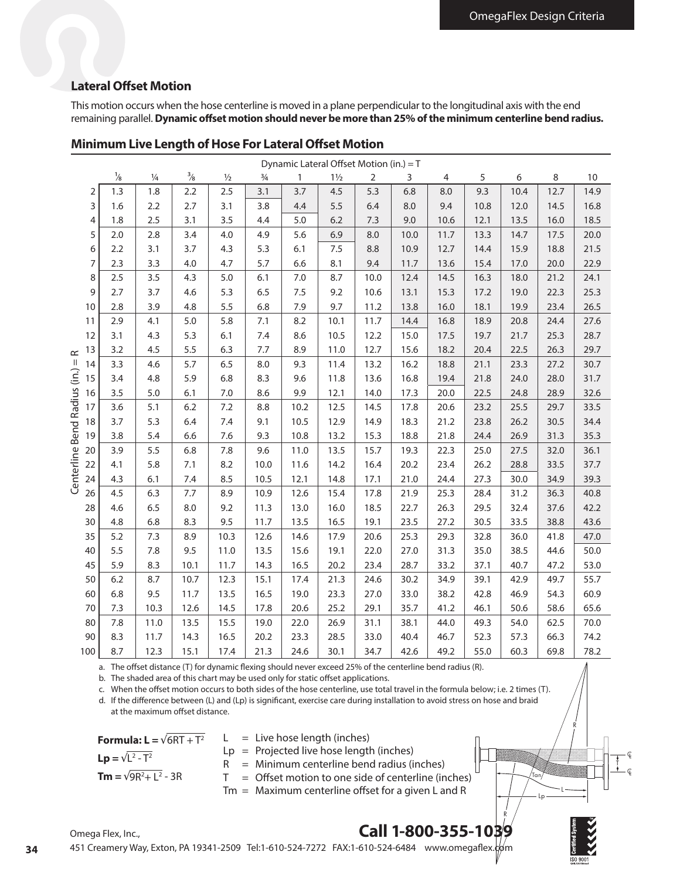## Lateral Offset Motion

This motion occurs when the hose centerline is moved in a plane perpendicular to the longitudinal axis with the end remaining parallel. **Dynamic offset motion should never be more than 25% of the minimum centerline bend radius.**

### Minimum Live Length of Hose For Lateral Offset Motion

| Centerline Bend Radius (in.) = R | Dynamic Lateral Offset Motion (in.) = T | | | | | | | | | | | | | |
|---|---|---|---|---|---|---|---|---|---|---|---|---|---|---|
| | ⅛ | ¼ | ⅜ | ½ | ¾ | 1 | 1½ | 2 | 3 | 4 | 5 | 6 | 8 | 10 |
| 2 | 1.3 | 1.8 | 2.2 | 2.5 | 3.1 | 3.7 | 4.5 | 5.3 | 6.8 | 8.0 | 9.3 | 10.4 | 12.7 | 14.9 |
| 3 | 1.6 | 2.2 | 2.7 | 3.1 | 3.8 | 4.4 | 5.5 | 6.4 | 8.0 | 9.4 | 10.8 | 12.0 | 14.5 | 16.8 |
| 4 | 1.8 | 2.5 | 3.1 | 3.5 | 4.4 | 5.0 | 6.2 | 7.3 | 9.0 | 10.6 | 12.1 | 13.5 | 16.0 | 18.5 |
| 5 | 2.0 | 2.8 | 3.4 | 4.0 | 4.9 | 5.6 | 6.9 | 8.0 | 10.0 | 11.7 | 13.3 | 14.7 | 17.5 | 20.0 |
| 6 | 2.2 | 3.1 | 3.7 | 4.3 | 5.3 | 6.1 | 7.5 | 8.8 | 10.9 | 12.7 | 14.4 | 15.9 | 18.8 | 21.5 |
| 7 | 2.3 | 3.3 | 4.0 | 4.7 | 5.7 | 6.6 | 8.1 | 9.4 | 11.7 | 13.6 | 15.4 | 17.0 | 20.0 | 22.9 |
| 8 | 2.5 | 3.5 | 4.3 | 5.0 | 6.1 | 7.0 | 8.7 | 10.0 | 12.4 | 14.5 | 16.3 | 18.0 | 21.2 | 24.1 |
| 9 | 2.7 | 3.7 | 4.6 | 5.3 | 6.5 | 7.5 | 9.2 | 10.6 | 13.1 | 15.3 | 17.2 | 19.0 | 22.3 | 25.3 |
| 10 | 2.8 | 3.9 | 4.8 | 5.5 | 6.8 | 7.9 | 9.7 | 11.2 | 13.8 | 16.0 | 18.1 | 19.9 | 23.4 | 26.5 |
| 11 | 2.9 | 4.1 | 5.0 | 5.8 | 7.1 | 8.2 | 10.1 | 11.7 | 14.4 | 16.8 | 18.9 | 20.8 | 24.4 | 27.6 |
| 12 | 3.1 | 4.3 | 5.3 | 6.1 | 7.4 | 8.6 | 10.5 | 12.2 | 15.0 | 17.5 | 19.7 | 21.7 | 25.3 | 28.7 |
| 13 | 3.2 | 4.5 | 5.5 | 6.3 | 7.7 | 8.9 | 11.0 | 12.7 | 15.6 | 18.2 | 20.4 | 22.5 | 26.3 | 29.7 |
| 14 | 3.3 | 4.6 | 5.7 | 6.5 | 8.0 | 9.3 | 11.4 | 13.2 | 16.2 | 18.8 | 21.1 | 23.3 | 27.2 | 30.7 |
| 15 | 3.4 | 4.8 | 5.9 | 6.8 | 8.3 | 9.6 | 11.8 | 13.6 | 16.8 | 19.4 | 21.8 | 24.0 | 28.0 | 31.7 |
| 16 | 3.5 | 5.0 | 6.1 | 7.0 | 8.6 | 9.9 | 12.1 | 14.0 | 17.3 | 20.0 | 22.5 | 24.8 | 28.9 | 32.6 |
| 17 | 3.6 | 5.1 | 6.2 | 7.2 | 8.8 | 10.2 | 12.5 | 14.5 | 17.8 | 20.6 | 23.2 | 25.5 | 29.7 | 33.5 |
| 18 | 3.7 | 5.3 | 6.4 | 7.4 | 9.1 | 10.5 | 12.9 | 14.9 | 18.3 | 21.2 | 23.8 | 26.2 | 30.5 | 34.4 |
| 19 | 3.8 | 5.4 | 6.6 | 7.6 | 9.3 | 10.8 | 13.2 | 15.3 | 18.8 | 21.8 | 24.4 | 26.9 | 31.3 | 35.3 |
| 20 | 3.9 | 5.5 | 6.8 | 7.8 | 9.6 | 11.0 | 13.5 | 15.7 | 19.3 | 22.3 | 25.0 | 27.5 | 32.0 | 36.1 |
| 22 | 4.1 | 5.8 | 7.1 | 8.2 | 10.0 | 11.6 | 14.2 | 16.4 | 20.2 | 23.4 | 26.2 | 28.8 | 33.5 | 37.7 |
| 24 | 4.3 | 6.1 | 7.4 | 8.5 | 10.5 | 12.1 | 14.8 | 17.1 | 21.0 | 24.4 | 27.3 | 30.0 | 34.9 | 39.3 |
| 26 | 4.5 | 6.3 | 7.7 | 8.9 | 10.9 | 12.6 | 15.4 | 17.8 | 21.9 | 25.3 | 28.4 | 31.2 | 36.3 | 40.8 |
| 28 | 4.6 | 6.5 | 8.0 | 9.2 | 11.3 | 13.0 | 16.0 | 18.5 | 22.7 | 26.3 | 29.5 | 32.4 | 37.6 | 42.2 |
| 30 | 4.8 | 6.8 | 8.3 | 9.5 | 11.7 | 13.5 | 16.5 | 19.1 | 23.5 | 27.2 | 30.5 | 33.5 | 38.8 | 43.6 |
| 35 | 5.2 | 7.3 | 8.9 | 10.3 | 12.6 | 14.6 | 17.9 | 20.6 | 25.3 | 29.3 | 32.8 | 36.0 | 41.8 | 47.0 |
| 40 | 5.5 | 7.8 | 9.5 | 11.0 | 13.5 | 15.6 | 19.1 | 22.0 | 27.0 | 31.3 | 35.0 | 38.5 | 44.6 | 50.0 |
| 45 | 5.9 | 8.3 | 10.1 | 11.7 | 14.3 | 16.5 | 20.2 | 23.4 | 28.7 | 33.2 | 37.1 | 40.7 | 47.2 | 53.0 |
| 50 | 6.2 | 8.7 | 10.7 | 12.3 | 15.1 | 17.4 | 21.3 | 24.6 | 30.2 | 34.9 | 39.1 | 42.9 | 49.7 | 55.7 |
| 60 | 6.8 | 9.5 | 11.7 | 13.5 | 16.5 | 19.0 | 23.3 | 27.0 | 33.0 | 38.2 | 42.8 | 46.9 | 54.3 | 60.9 |
| 70 | 7.3 | 10.3 | 12.6 | 14.5 | 17.8 | 20.6 | 25.2 | 29.1 | 35.7 | 41.2 | 46.1 | 50.6 | 58.6 | 65.6 |
| 80 | 7.8 | 11.0 | 13.5 | 15.5 | 19.0 | 22.0 | 26.9 | 31.1 | 38.1 | 44.0 | 49.3 | 54.0 | 62.5 | 70.0 |
| 90 | 8.3 | 11.7 | 14.3 | 16.5 | 20.2 | 23.3 | 28.5 | 33.0 | 40.4 | 46.7 | 52.3 | 57.3 | 66.3 | 74.2 |
| 100 | 8.7 | 12.3 | 15.1 | 17.4 | 21.3 | 24.6 | 30.1 | 34.7 | 42.6 | 49.2 | 55.0 | 60.3 | 69.8 | 78.2 |

a. The offset distance (T) for dynamic flexing should never exceed 25% of the centerline bend radius (R).
b. The shaded area of this chart may be used only for static offset applications.
c. When the offset motion occurs to both sides of the hose centerline, use total travel in the formula below; i.e. 2 times (T).
d. If the difference between (L) and (Lp) is significant, exercise care during installation to avoid stress on hose and braid at the maximum offset distance.

**Formula:** $L = \sqrt{6RT + T^2}$

$L_p = \sqrt{L^2 - T^2}$

$T_m = \sqrt{9R^2 + L^2} - 3R$

- L = Live hose length (inches)
- Lp = Projected live hose length (inches)
- R = Minimum centerline bend radius (inches)
- T = Offset motion to one side of centerline (inches)
- Tm = Maximum centerline offset for a given L and R

R
T
Tan
L
Lp
R
℄
℄

Omega Flex, Inc.,
451 Creamery Way, Exton, PA 19341-2509 Tel:1-610-524-7272 FAX:1-610-524-6484 www.omegaflex.com

**Call 1-800-355-1039**